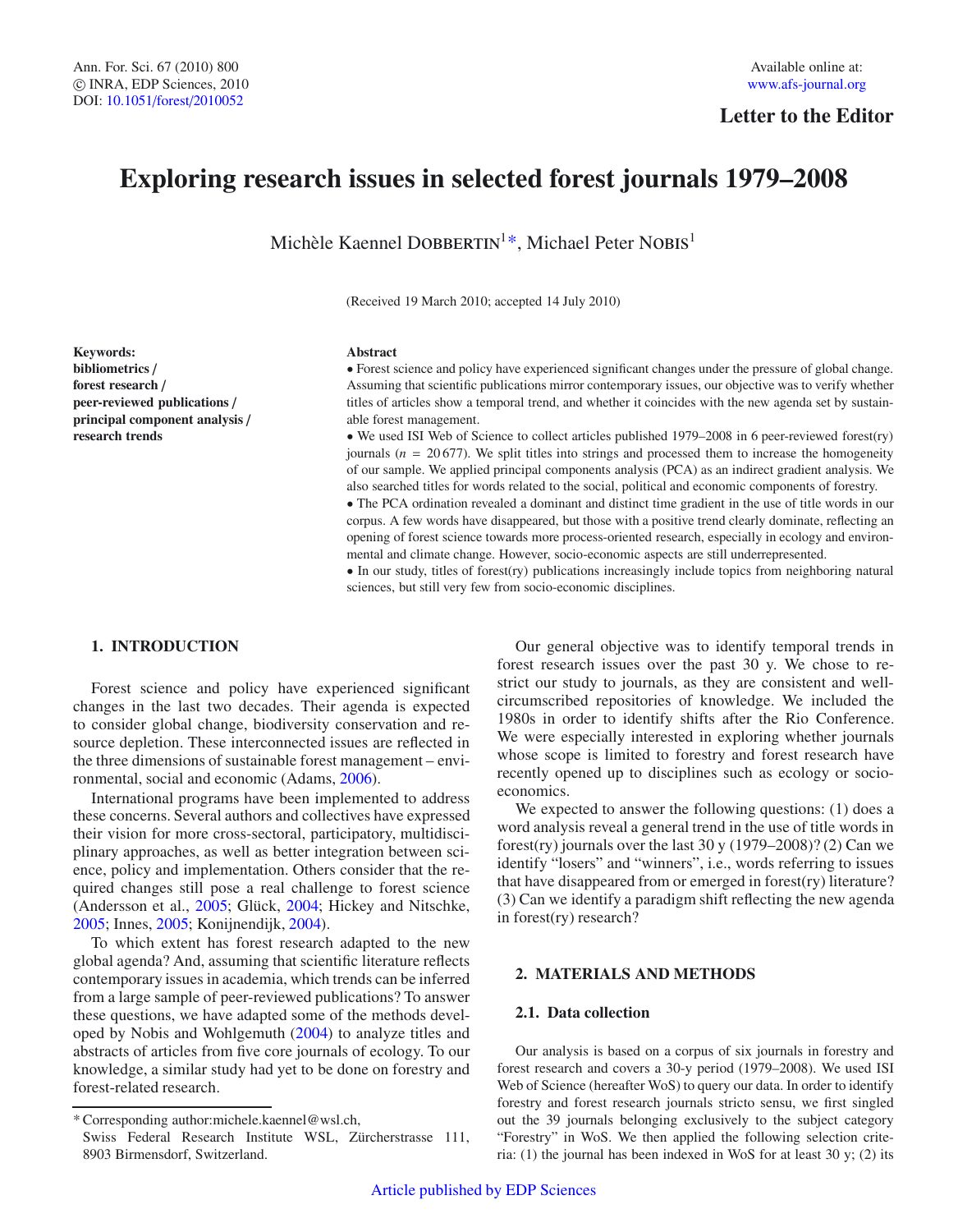Letter to the Editor

# Exploring research issues in selected forest journals 1979–2008

Michèle Kaennel Dobbertin[1*], Michael Peter Nobis[1]

(Received 19 March 2010; accepted 14 July 2010)

**Keywords:** bibliometrics / forest research / peer-reviewed publications / principal component analysis / research trends

**Abstract**

• Forest science and policy have experienced significant changes under the pressure of global change. Assuming that scientific publications mirror contemporary issues, our objective was to verify whether titles of articles show a temporal trend, and whether it coincides with the new agenda set by sustainable forest management.

• We used ISI Web of Science to collect articles published 1979–2008 in 6 peer-reviewed forest(ry) journals ($n = 20\,677$). We split titles into strings and processed them to increase the homogeneity of our sample. We applied principal components analysis (PCA) as an indirect gradient analysis. We also searched titles for words related to the social, political and economic components of forestry.

• The PCA ordination revealed a dominant and distinct time gradient in the use of title words in our corpus. A few words have disappeared, but those with a positive trend clearly dominate, reflecting an opening of forest science towards more process-oriented research, especially in ecology and environmental and climate change. However, socio-economic aspects are still underrepresented.

• In our study, titles of forest(ry) publications increasingly include topics from neighboring natural sciences, but still very few from socio-economic disciplines.

## 1. INTRODUCTION

Forest science and policy have experienced significant changes in the last two decades. Their agenda is expected to consider global change, biodiversity conservation and resource depletion. These interconnected issues are reflected in the three dimensions of sustainable forest management – environmental, social and economic (Adams, 2006).

International programs have been implemented to address these concerns. Several authors and collectives have expressed their vision for more cross-sectoral, participatory, multidisciplinary approaches, as well as better integration between science, policy and implementation. Others consider that the required changes still pose a real challenge to forest science (Andersson et al., 2005; Glück, 2004; Hickey and Nitschke, 2005; Innes, 2005; Konijnendijk, 2004).

To which extent has forest research adapted to the new global agenda? And, assuming that scientific literature reflects contemporary issues in academia, which trends can be inferred from a large sample of peer-reviewed publications? To answer these questions, we have adapted some of the methods developed by Nobis and Wohlgemuth (2004) to analyze titles and abstracts of articles from five core journals of ecology. To our knowledge, a similar study had yet to be done on forestry and forest-related research.

Our general objective was to identify temporal trends in forest research issues over the past 30 y. We chose to restrict our study to journals, as they are consistent and well-circumscribed repositories of knowledge. We included the 1980s in order to identify shifts after the Rio Conference. We were especially interested in exploring whether journals whose scope is limited to forestry and forest research have recently opened up to disciplines such as ecology or socio-economics.

We expected to answer the following questions: (1) does a word analysis reveal a general trend in the use of title words in forest(ry) journals over the last 30 y (1979–2008)? (2) Can we identify "losers" and "winners", i.e., words referring to issues that have disappeared from or emerged in forest(ry) literature? (3) Can we identify a paradigm shift reflecting the new agenda in forest(ry) research?

## 2. MATERIALS AND METHODS

### 2.1. Data collection

Our analysis is based on a corpus of six journals in forestry and forest research and covers a 30-y period (1979–2008). We used ISI Web of Science (hereafter WoS) to query our data. In order to identify forestry and forest research journals stricto sensu, we first singled out the 39 journals belonging exclusively to the subject category "Forestry" in WoS. We then applied the following selection criteria: (1) the journal has been indexed in WoS for at least 30 y; (2) its

* Corresponding author: michele.kaennel@wsl.ch, Swiss Federal Research Institute WSL, Zürcherstrasse 111, 8903 Birmensdorf, Switzerland.

Article published by EDP Sciences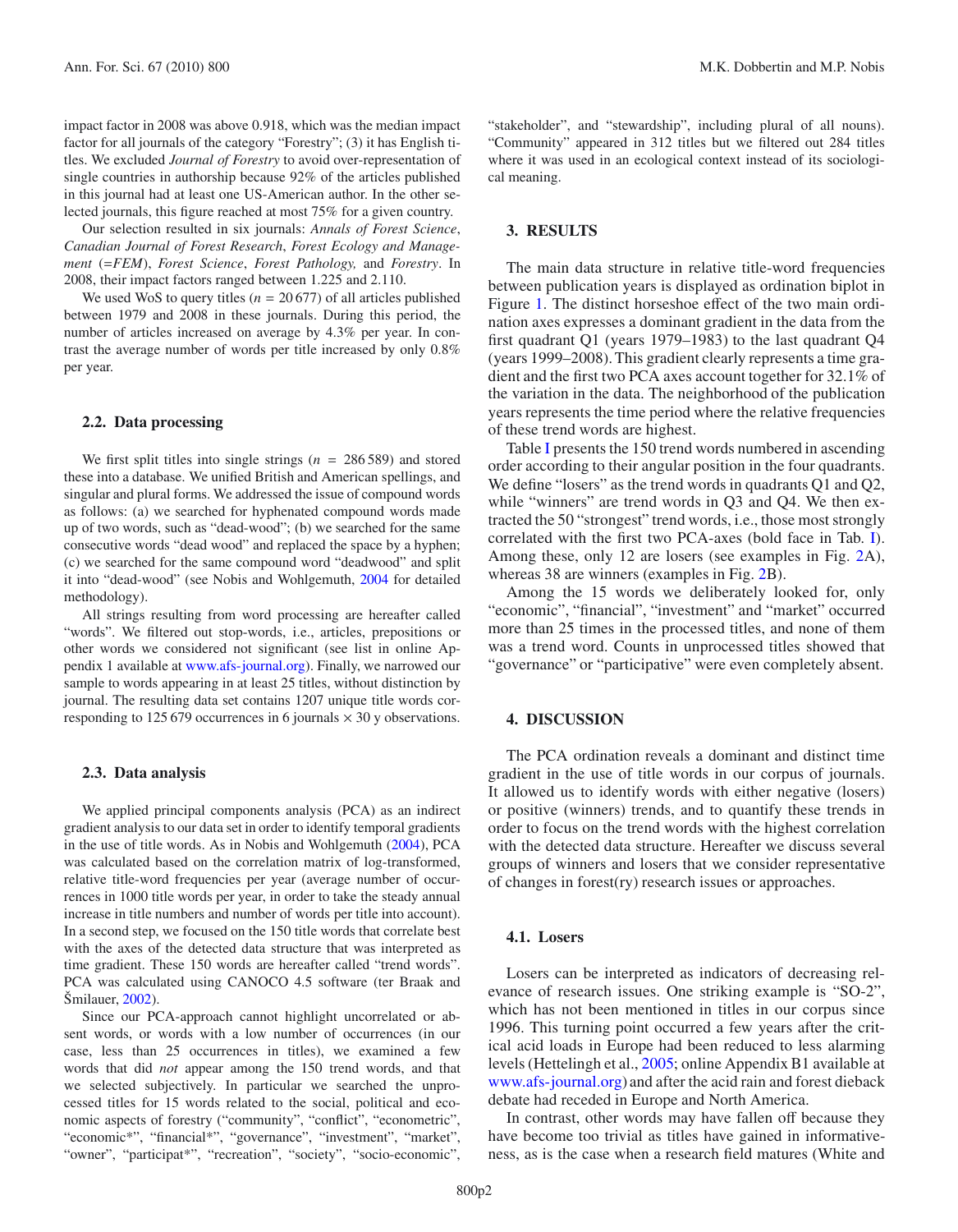impact factor in 2008 was above 0.918, which was the median impact factor for all journals of the category "Forestry"; (3) it has English titles. We excluded *Journal of Forestry* to avoid over-representation of single countries in authorship because 92% of the articles published in this journal had at least one US-American author. In the other selected journals, this figure reached at most 75% for a given country.

Our selection resulted in six journals: *Annals of Forest Science*, *Canadian Journal of Forest Research*, *Forest Ecology and Management* (=*FEM*), *Forest Science*, *Forest Pathology,* and *Forestry*. In 2008, their impact factors ranged between 1.225 and 2.110.

We used WoS to query titles ($n = 20\,677$) of all articles published between 1979 and 2008 in these journals. During this period, the number of articles increased on average by 4.3% per year. In contrast the average number of words per title increased by only 0.8% per year.

### 2.2. Data processing

We first split titles into single strings ($n = 286\,589$) and stored these into a database. We unified British and American spellings, and singular and plural forms. We addressed the issue of compound words as follows: (a) we searched for hyphenated compound words made up of two words, such as "dead-wood"; (b) we searched for the same consecutive words "dead wood" and replaced the space by a hyphen; (c) we searched for the same compound word "deadwood" and split it into "dead-wood" (see Nobis and Wohlgemuth, 2004 for detailed methodology).

All strings resulting from word processing are hereafter called "words". We filtered out stop-words, i.e., articles, prepositions or other words we considered not significant (see list in online Appendix 1 available at www.afs-journal.org). Finally, we narrowed our sample to words appearing in at least 25 titles, without distinction by journal. The resulting data set contains 1207 unique title words corresponding to 125 679 occurrences in 6 journals × 30 y observations.

### 2.3. Data analysis

We applied principal components analysis (PCA) as an indirect gradient analysis to our data set in order to identify temporal gradients in the use of title words. As in Nobis and Wohlgemuth (2004), PCA was calculated based on the correlation matrix of log-transformed, relative title-word frequencies per year (average number of occurrences in 1000 title words per year, in order to take the steady annual increase in title numbers and number of words per title into account). In a second step, we focused on the 150 title words that correlate best with the axes of the detected data structure that was interpreted as time gradient. These 150 words are hereafter called "trend words". PCA was calculated using CANOCO 4.5 software (ter Braak and Šmilauer, 2002).

Since our PCA-approach cannot highlight uncorrelated or absent words, or words with a low number of occurrences (in our case, less than 25 occurrences in titles), we examined a few words that did *not* appear among the 150 trend words, and that we selected subjectively. In particular we searched the unprocessed titles for 15 words related to the social, political and economic aspects of forestry ("community", "conflict", "econometric", "economic*", "financial*", "governance", "investment", "market", "owner", "participat*", "recreation", "society", "socio-economic", "stakeholder", and "stewardship", including plural of all nouns). "Community" appeared in 312 titles but we filtered out 284 titles where it was used in an ecological context instead of its sociological meaning.

## 3. RESULTS

The main data structure in relative title-word frequencies between publication years is displayed as ordination biplot in Figure 1. The distinct horseshoe effect of the two main ordination axes expresses a dominant gradient in the data from the first quadrant Q1 (years 1979–1983) to the last quadrant Q4 (years 1999–2008). This gradient clearly represents a time gradient and the first two PCA axes account together for 32.1% of the variation in the data. The neighborhood of the publication years represents the time period where the relative frequencies of these trend words are highest.

Table I presents the 150 trend words numbered in ascending order according to their angular position in the four quadrants. We define "losers" as the trend words in quadrants Q1 and Q2, while "winners" are trend words in Q3 and Q4. We then extracted the 50 "strongest" trend words, i.e., those most strongly correlated with the first two PCA-axes (bold face in Tab. I). Among these, only 12 are losers (see examples in Fig. 2A), whereas 38 are winners (examples in Fig. 2B).

Among the 15 words we deliberately looked for, only "economic", "financial", "investment" and "market" occurred more than 25 times in the processed titles, and none of them was a trend word. Counts in unprocessed titles showed that "governance" or "participative" were even completely absent.

## 4. DISCUSSION

The PCA ordination reveals a dominant and distinct time gradient in the use of title words in our corpus of journals. It allowed us to identify words with either negative (losers) or positive (winners) trends, and to quantify these trends in order to focus on the trend words with the highest correlation with the detected data structure. Hereafter we discuss several groups of winners and losers that we consider representative of changes in forest(ry) research issues or approaches.

### 4.1. Losers

Losers can be interpreted as indicators of decreasing relevance of research issues. One striking example is "SO-2", which has not been mentioned in titles in our corpus since 1996. This turning point occurred a few years after the critical acid loads in Europe had been reduced to less alarming levels (Hettelingh et al., 2005; online Appendix B1 available at www.afs-journal.org) and after the acid rain and forest dieback debate had receded in Europe and North America.

In contrast, other words may have fallen off because they have become too trivial as titles have gained in informativeness, as is the case when a research field matures (White and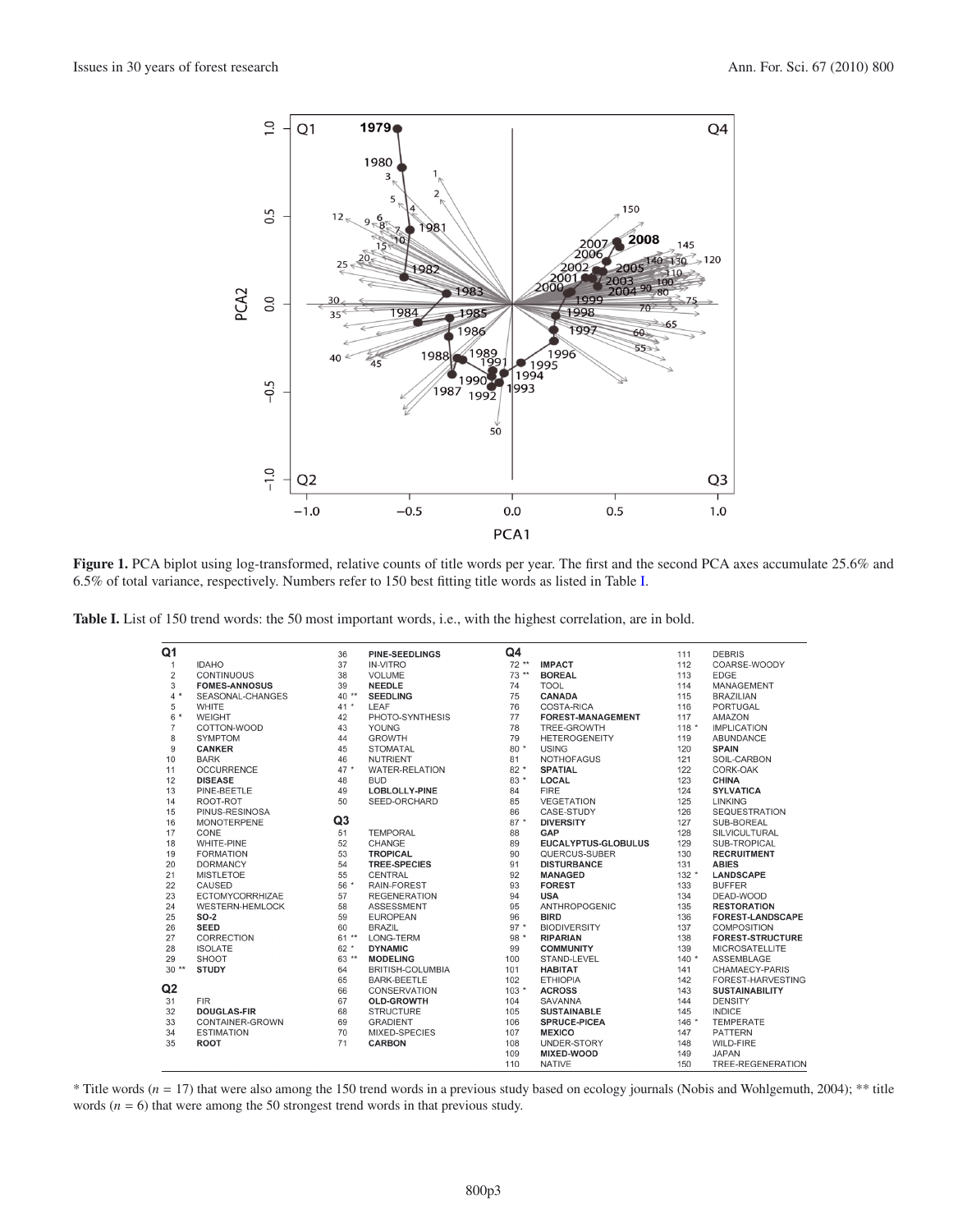**Figure 1.** PCA biplot using log-transformed, relative counts of title words per year. The first and the second PCA axes accumulate 25.6% and 6.5% of total variance, respectively. Numbers refer to 150 best fitting title words as listed in Table I.

**Table I.** List of 150 trend words: the 50 most important words, i.e., with the highest correlation, are in bold.

| No. | Word | No. | Word | No. | Word | No. | Word |
|---|---|---|---|---|---|---|---|
| **Q1** | | 36 | **PINE-SEEDLINGS** | **Q4** | | 111 | DEBRIS |
| 1 | IDAHO | 37 | IN-VITRO | 72 ** | **IMPACT** | 112 | COARSE-WOODY |
| 2 | CONTINUOUS | 38 | VOLUME | 73 ** | **BOREAL** | 113 | EDGE |
| 3 | **FOMES-ANNOSUS** | 39 | **NEEDLE** | 74 | TOOL | 114 | MANAGEMENT |
| 4 * | SEASONAL-CHANGES | 40 ** | **SEEDLING** | 75 | **CANADA** | 115 | BRAZILIAN |
| 5 | WHITE | 41 * | LEAF | 76 | COSTA-RICA | 116 | PORTUGAL |
| 6 * | WEIGHT | 42 | PHOTO-SYNTHESIS | 77 | **FOREST-MANAGEMENT** | 117 | AMAZON |
| 7 | COTTON-WOOD | 43 | YOUNG | 78 | TREE-GROWTH | 118 * | IMPLICATION |
| 8 | SYMPTOM | 44 | GROWTH | 79 | HETEROGENEITY | 119 | ABUNDANCE |
| 9 | **CANKER** | 45 | STOMATAL | 80 * | USING | 120 | **SPAIN** |
| 10 | BARK | 46 | NUTRIENT | 81 | NOTHOFAGUS | 121 | SOIL-CARBON |
| 11 | OCCURRENCE | 47 * | WATER-RELATION | 82 * | **SPATIAL** | 122 | CORK-OAK |
| 12 | **DISEASE** | 48 | BUD | 83 * | **LOCAL** | 123 | **CHINA** |
| 13 | PINE-BEETLE | 49 | **LOBLOLLY-PINE** | 84 | FIRE | 124 | **SYLVATICA** |
| 14 | ROOT-ROT | 50 | SEED-ORCHARD | 85 | VEGETATION | 125 | LINKING |
| 15 | PINUS-RESINOSA | | | 86 | CASE-STUDY | 126 | SEQUESTRATION |
| 16 | MONOTERPENE | **Q3** | | 87 * | **DIVERSITY** | 127 | SUB-BOREAL |
| 17 | CONE | 51 | TEMPORAL | 88 | **GAP** | 128 | SILVICULTURAL |
| 18 | WHITE-PINE | 52 | CHANGE | 89 | **EUCALYPTUS-GLOBULUS** | 129 | SUB-TROPICAL |
| 19 | FORMATION | 53 | **TROPICAL** | 90 | QUERCUS-SUBER | 130 | **RECRUITMENT** |
| 20 | DORMANCY | 54 | **TREE-SPECIES** | 91 | **DISTURBANCE** | 131 | **ABIES** |
| 21 | MISTLETOE | 55 | CENTRAL | 92 | **MANAGED** | 132 * | **LANDSCAPE** |
| 22 | CAUSED | 56 * | RAIN-FOREST | 93 | **FOREST** | 133 | BUFFER |
| 23 | ECTOMYCORRHIZAE | 57 | REGENERATION | 94 | **USA** | 134 | DEAD-WOOD |
| 24 | WESTERN-HEMLOCK | 58 | ASSESSMENT | 95 | ANTHROPOGENIC | 135 | **RESTORATION** |
| 25 | **SO-2** | 59 | EUROPEAN | 96 | **BIRD** | 136 | **FOREST-LANDSCAPE** |
| 26 | **SEED** | 60 | BRAZIL | 97 * | BIODIVERSITY | 137 | COMPOSITION |
| 27 | CORRECTION | 61 ** | LONG-TERM | 98 * | **RIPARIAN** | 138 | **FOREST-STRUCTURE** |
| 28 | ISOLATE | 62 * | **DYNAMIC** | 99 | **COMMUNITY** | 139 | MICROSATELLITE |
| 29 | SHOOT | 63 ** | **MODELING** | 100 | STAND-LEVEL | 140 * | ASSEMBLAGE |
| 30 ** | **STUDY** | 64 | BRITISH-COLUMBIA | 101 | **HABITAT** | 141 | CHAMAECY-PARIS |
| **Q2** | | 65 | BARK-BEETLE | 102 | ETHIOPIA | 142 | FOREST-HARVESTING |
| 31 | FIR | 66 | CONSERVATION | 103 * | **ACROSS** | 143 | **SUSTAINABILITY** |
| 32 | **DOUGLAS-FIR** | 67 | **OLD-GROWTH** | 104 | SAVANNA | 144 | DENSITY |
| 33 | CONTAINER-GROWN | 68 | STRUCTURE | 105 | **SUSTAINABLE** | 145 | INDICE |
| 34 | ESTIMATION | 69 | GRADIENT | 106 | **SPRUCE-PICEA** | 146 * | TEMPERATE |
| 35 | **ROOT** | 70 | MIXED-SPECIES | 107 | **MEXICO** | 147 | PATTERN |
| | | 71 | **CARBON** | 108 | UNDER-STORY | 148 | WILD-FIRE |
| | | | | 109 | **MIXED-WOOD** | 149 | JAPAN |
| | | | | 110 | NATIVE | 150 | TREE-REGENERATION |

* Title words ($n = 17$) that were also among the 150 trend words in a previous study based on ecology journals (Nobis and Wohlgemuth, 2004); ** title words ($n = 6$) that were among the 50 strongest trend words in that previous study.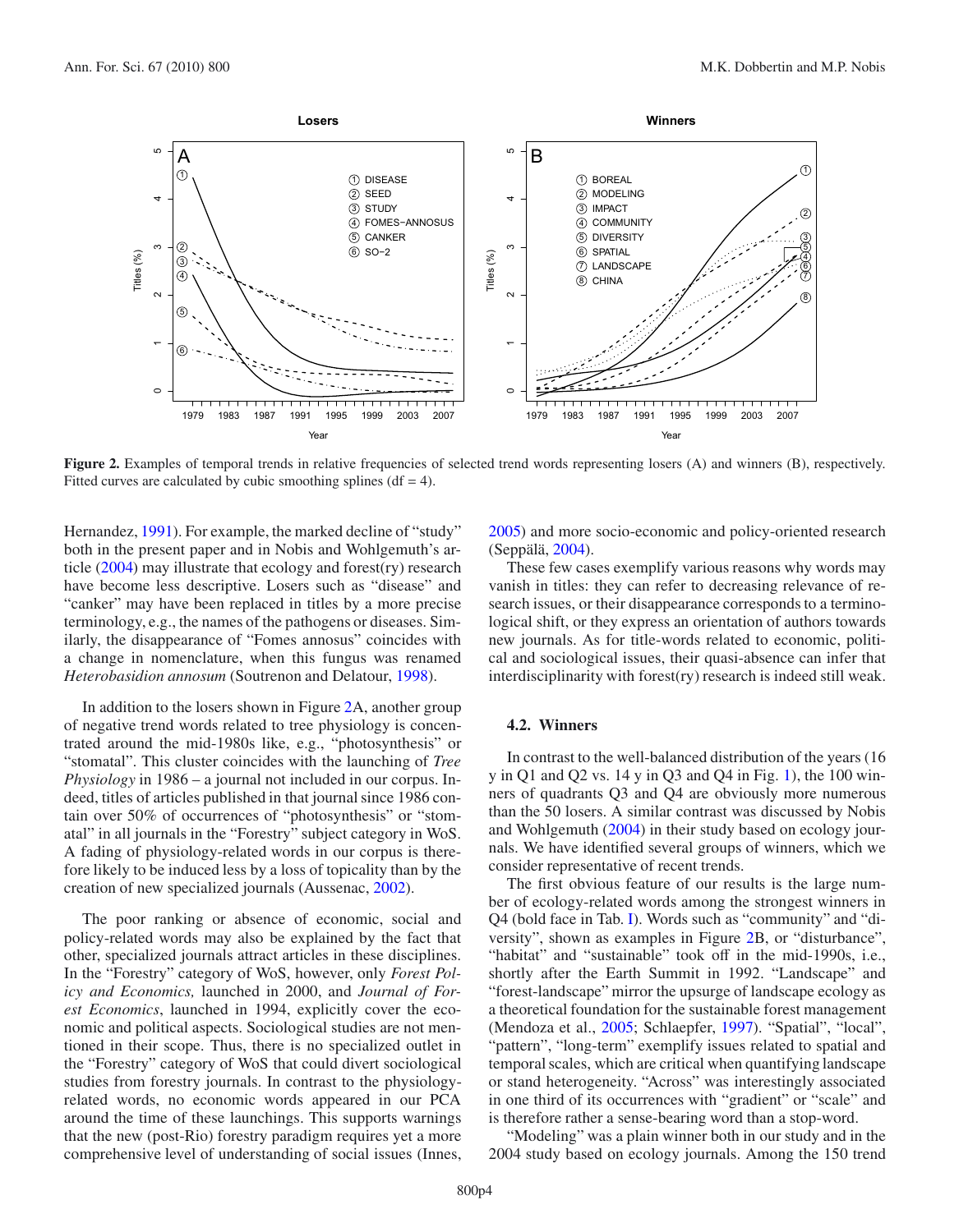**Figure 2.** Examples of temporal trends in relative frequencies of selected trend words representing losers (A) and winners (B), respectively. Fitted curves are calculated by cubic smoothing splines (df = 4).

Hernandez, 1991). For example, the marked decline of "study" both in the present paper and in Nobis and Wohlgemuth's article (2004) may illustrate that ecology and forest(ry) research have become less descriptive. Losers such as "disease" and "canker" may have been replaced in titles by a more precise terminology, e.g., the names of the pathogens or diseases. Similarly, the disappearance of "Fomes annosus" coincides with a change in nomenclature, when this fungus was renamed *Heterobasidion annosum* (Soutrenon and Delatour, 1998).

In addition to the losers shown in Figure 2A, another group of negative trend words related to tree physiology is concentrated around the mid-1980s like, e.g., "photosynthesis" or "stomatal". This cluster coincides with the launching of *Tree Physiology* in 1986 – a journal not included in our corpus. Indeed, titles of articles published in that journal since 1986 contain over 50% of occurrences of "photosynthesis" or "stomatal" in all journals in the "Forestry" subject category in WoS. A fading of physiology-related words in our corpus is therefore likely to be induced less by a loss of topicality than by the creation of new specialized journals (Aussenac, 2002).

The poor ranking or absence of economic, social and policy-related words may also be explained by the fact that other, specialized journals attract articles in these disciplines. In the "Forestry" category of WoS, however, only *Forest Policy and Economics,* launched in 2000, and *Journal of Forest Economics*, launched in 1994, explicitly cover the economic and political aspects. Sociological studies are not mentioned in their scope. Thus, there is no specialized outlet in the "Forestry" category of WoS that could divert sociological studies from forestry journals. In contrast to the physiology-related words, no economic words appeared in our PCA around the time of these launchings. This supports warnings that the new (post-Rio) forestry paradigm requires yet a more comprehensive level of understanding of social issues (Innes, 2005) and more socio-economic and policy-oriented research (Seppälä, 2004).

These few cases exemplify various reasons why words may vanish in titles: they can refer to decreasing relevance of research issues, or their disappearance corresponds to a terminological shift, or they express an orientation of authors towards new journals. As for title-words related to economic, political and sociological issues, their quasi-absence can infer that interdisciplinarity with forest(ry) research is indeed still weak.

### 4.2. Winners

In contrast to the well-balanced distribution of the years (16 y in Q1 and Q2 vs. 14 y in Q3 and Q4 in Fig. 1), the 100 winners of quadrants Q3 and Q4 are obviously more numerous than the 50 losers. A similar contrast was discussed by Nobis and Wohlgemuth (2004) in their study based on ecology journals. We have identified several groups of winners, which we consider representative of recent trends.

The first obvious feature of our results is the large number of ecology-related words among the strongest winners in Q4 (bold face in Tab. I). Words such as "community" and "diversity", shown as examples in Figure 2B, or "disturbance", "habitat" and "sustainable" took off in the mid-1990s, i.e., shortly after the Earth Summit in 1992. "Landscape" and "forest-landscape" mirror the upsurge of landscape ecology as a theoretical foundation for the sustainable forest management (Mendoza et al., 2005; Schlaepfer, 1997). "Spatial", "local", "pattern", "long-term" exemplify issues related to spatial and temporal scales, which are critical when quantifying landscape or stand heterogeneity. "Across" was interestingly associated in one third of its occurrences with "gradient" or "scale" and is therefore rather a sense-bearing word than a stop-word.

"Modeling" was a plain winner both in our study and in the 2004 study based on ecology journals. Among the 150 trend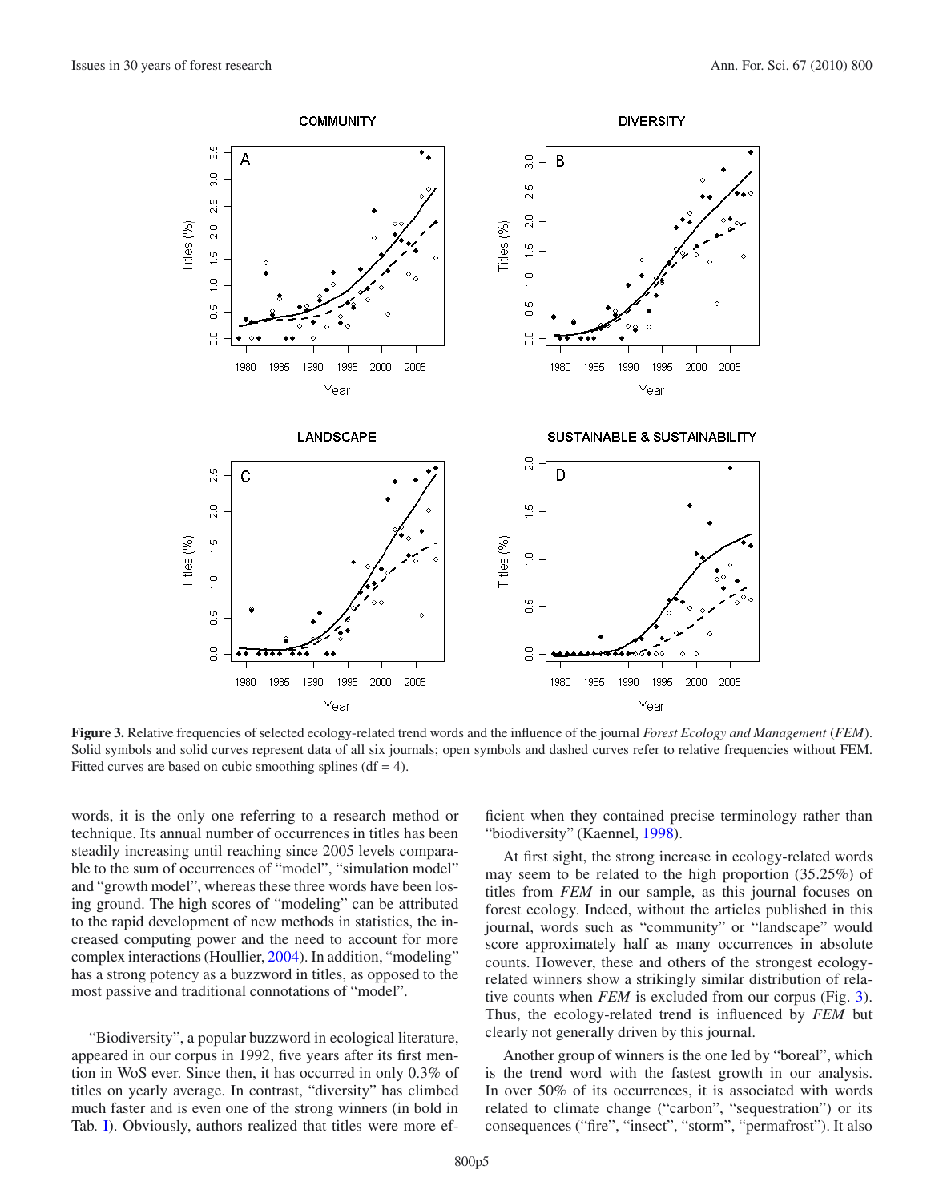**Figure 3.** Relative frequencies of selected ecology-related trend words and the influence of the journal *Forest Ecology and Management* (*FEM*). Solid symbols and solid curves represent data of all six journals; open symbols and dashed curves refer to relative frequencies without FEM. Fitted curves are based on cubic smoothing splines (df = 4).

words, it is the only one referring to a research method or technique. Its annual number of occurrences in titles has been steadily increasing until reaching since 2005 levels comparable to the sum of occurrences of "model", "simulation model" and "growth model", whereas these three words have been losing ground. The high scores of "modeling" can be attributed to the rapid development of new methods in statistics, the increased computing power and the need to account for more complex interactions (Houllier, 2004). In addition, "modeling" has a strong potency as a buzzword in titles, as opposed to the most passive and traditional connotations of "model".

"Biodiversity", a popular buzzword in ecological literature, appeared in our corpus in 1992, five years after its first mention in WoS ever. Since then, it has occurred in only 0.3% of titles on yearly average. In contrast, "diversity" has climbed much faster and is even one of the strong winners (in bold in Tab. I). Obviously, authors realized that titles were more efficient when they contained precise terminology rather than "biodiversity" (Kaennel, 1998).

At first sight, the strong increase in ecology-related words may seem to be related to the high proportion (35.25%) of titles from *FEM* in our sample, as this journal focuses on forest ecology. Indeed, without the articles published in this journal, words such as "community" or "landscape" would score approximately half as many occurrences in absolute counts. However, these and others of the strongest ecology-related winners show a strikingly similar distribution of relative counts when *FEM* is excluded from our corpus (Fig. 3). Thus, the ecology-related trend is influenced by *FEM* but clearly not generally driven by this journal.

Another group of winners is the one led by "boreal", which is the trend word with the fastest growth in our analysis. In over 50% of its occurrences, it is associated with words related to climate change ("carbon", "sequestration") or its consequences ("fire", "insect", "storm", "permafrost"). It also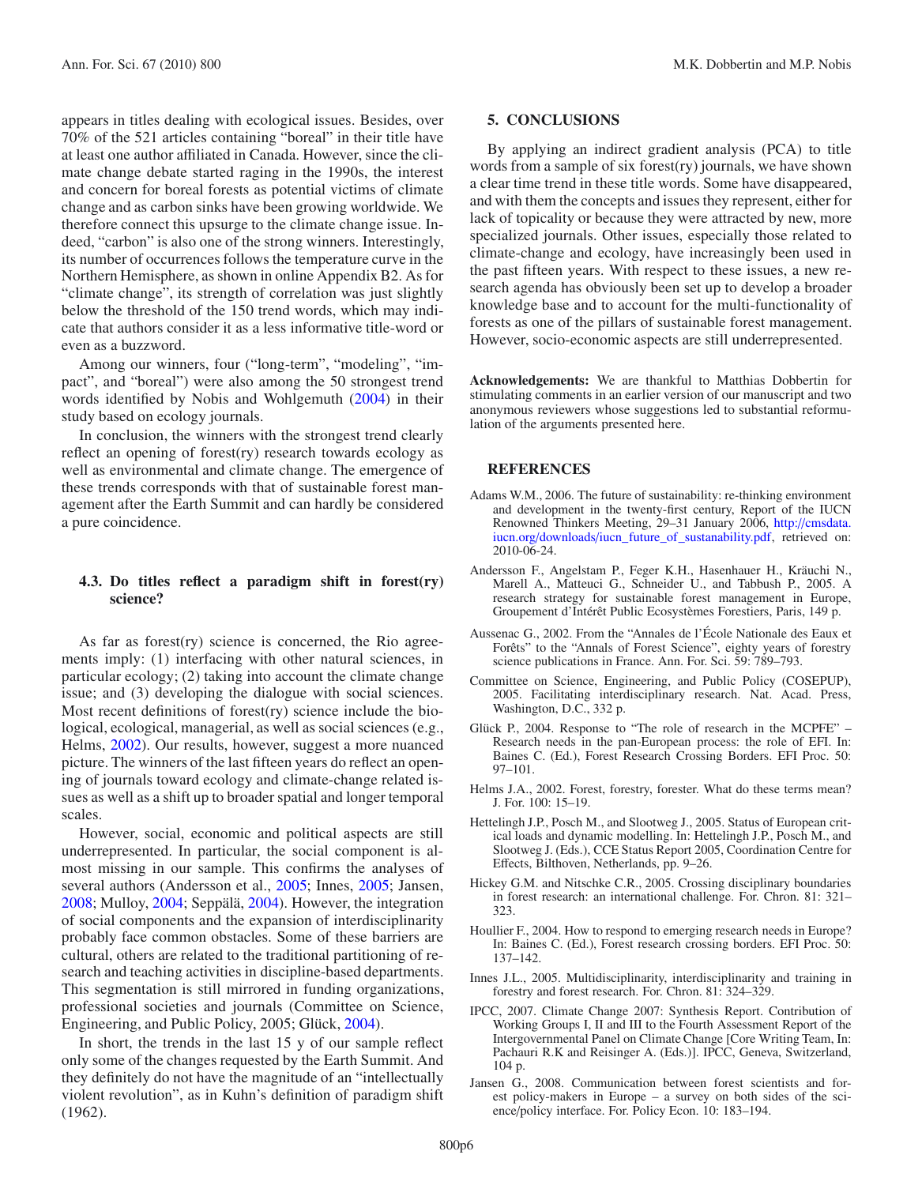appears in titles dealing with ecological issues. Besides, over 70% of the 521 articles containing "boreal" in their title have at least one author affiliated in Canada. However, since the climate change debate started raging in the 1990s, the interest and concern for boreal forests as potential victims of climate change and as carbon sinks have been growing worldwide. We therefore connect this upsurge to the climate change issue. Indeed, "carbon" is also one of the strong winners. Interestingly, its number of occurrences follows the temperature curve in the Northern Hemisphere, as shown in online Appendix B2. As for "climate change", its strength of correlation was just slightly below the threshold of the 150 trend words, which may indicate that authors consider it as a less informative title-word or even as a buzzword.

Among our winners, four ("long-term", "modeling", "impact", and "boreal") were also among the 50 strongest trend words identified by Nobis and Wohlgemuth (2004) in their study based on ecology journals.

In conclusion, the winners with the strongest trend clearly reflect an opening of forest(ry) research towards ecology as well as environmental and climate change. The emergence of these trends corresponds with that of sustainable forest management after the Earth Summit and can hardly be considered a pure coincidence.

### 4.3. Do titles reflect a paradigm shift in forest(ry) science?

As far as forest(ry) science is concerned, the Rio agreements imply: (1) interfacing with other natural sciences, in particular ecology; (2) taking into account the climate change issue; and (3) developing the dialogue with social sciences. Most recent definitions of forest(ry) science include the biological, ecological, managerial, as well as social sciences (e.g., Helms, 2002). Our results, however, suggest a more nuanced picture. The winners of the last fifteen years do reflect an opening of journals toward ecology and climate-change related issues as well as a shift up to broader spatial and longer temporal scales.

However, social, economic and political aspects are still underrepresented. In particular, the social component is almost missing in our sample. This confirms the analyses of several authors (Andersson et al., 2005; Innes, 2005; Jansen, 2008; Mulloy, 2004; Seppälä, 2004). However, the integration of social components and the expansion of interdisciplinarity probably face common obstacles. Some of these barriers are cultural, others are related to the traditional partitioning of research and teaching activities in discipline-based departments. This segmentation is still mirrored in funding organizations, professional societies and journals (Committee on Science, Engineering, and Public Policy, 2005; Glück, 2004).

In short, the trends in the last 15 y of our sample reflect only some of the changes requested by the Earth Summit. And they definitely do not have the magnitude of an "intellectually violent revolution", as in Kuhn's definition of paradigm shift (1962).

## 5. CONCLUSIONS

By applying an indirect gradient analysis (PCA) to title words from a sample of six forest(ry) journals, we have shown a clear time trend in these title words. Some have disappeared, and with them the concepts and issues they represent, either for lack of topicality or because they were attracted by new, more specialized journals. Other issues, especially those related to climate-change and ecology, have increasingly been used in the past fifteen years. With respect to these issues, a new research agenda has obviously been set up to develop a broader knowledge base and to account for the multi-functionality of forests as one of the pillars of sustainable forest management. However, socio-economic aspects are still underrepresented.

**Acknowledgements:** We are thankful to Matthias Dobbertin for stimulating comments in an earlier version of our manuscript and two anonymous reviewers whose suggestions led to substantial reformulation of the arguments presented here.

## REFERENCES

Adams W.M., 2006. The future of sustainability: re-thinking environment and development in the twenty-first century, Report of the IUCN Renowned Thinkers Meeting, 29–31 January 2006, http://cmsdata.iucn.org/downloads/iucn_future_of_sustanability.pdf, retrieved on: 2010-06-24.

Andersson F., Angelstam P., Feger K.H., Hasenhauer H., Kräuchi N., Marell A., Matteuci G., Schneider U., and Tabbush P., 2005. A research strategy for sustainable forest management in Europe, Groupement d'Intérêt Public Ecosystèmes Forestiers, Paris, 149 p.

Aussenac G., 2002. From the "Annales de l'École Nationale des Eaux et Forêts" to the "Annals of Forest Science", eighty years of forestry science publications in France. Ann. For. Sci. 59: 789–793.

Committee on Science, Engineering, and Public Policy (COSEPUP), 2005. Facilitating interdisciplinary research. Nat. Acad. Press, Washington, D.C., 332 p.

Glück P., 2004. Response to "The role of research in the MCPFE" – Research needs in the pan-European process: the role of EFI. In: Baines C. (Ed.), Forest Research Crossing Borders. EFI Proc. 50: 97–101.

Helms J.A., 2002. Forest, forestry, forester. What do these terms mean? J. For. 100: 15–19.

Hettelingh J.P., Posch M., and Slootweg J., 2005. Status of European critical loads and dynamic modelling. In: Hettelingh J.P., Posch M., and Slootweg J. (Eds.), CCE Status Report 2005, Coordination Centre for Effects, Bilthoven, Netherlands, pp. 9–26.

Hickey G.M. and Nitschke C.R., 2005. Crossing disciplinary boundaries in forest research: an international challenge. For. Chron. 81: 321–323.

Houllier F., 2004. How to respond to emerging research needs in Europe? In: Baines C. (Ed.), Forest research crossing borders. EFI Proc. 50: 137–142.

Innes J.L., 2005. Multidisciplinarity, interdisciplinarity and training in forestry and forest research. For. Chron. 81: 324–329.

IPCC, 2007. Climate Change 2007: Synthesis Report. Contribution of Working Groups I, II and III to the Fourth Assessment Report of the Intergovernmental Panel on Climate Change [Core Writing Team, In: Pachauri R.K and Reisinger A. (Eds.)]. IPCC, Geneva, Switzerland, 104 p.

Jansen G., 2008. Communication between forest scientists and forest policy-makers in Europe – a survey on both sides of the science/policy interface. For. Policy Econ. 10: 183–194.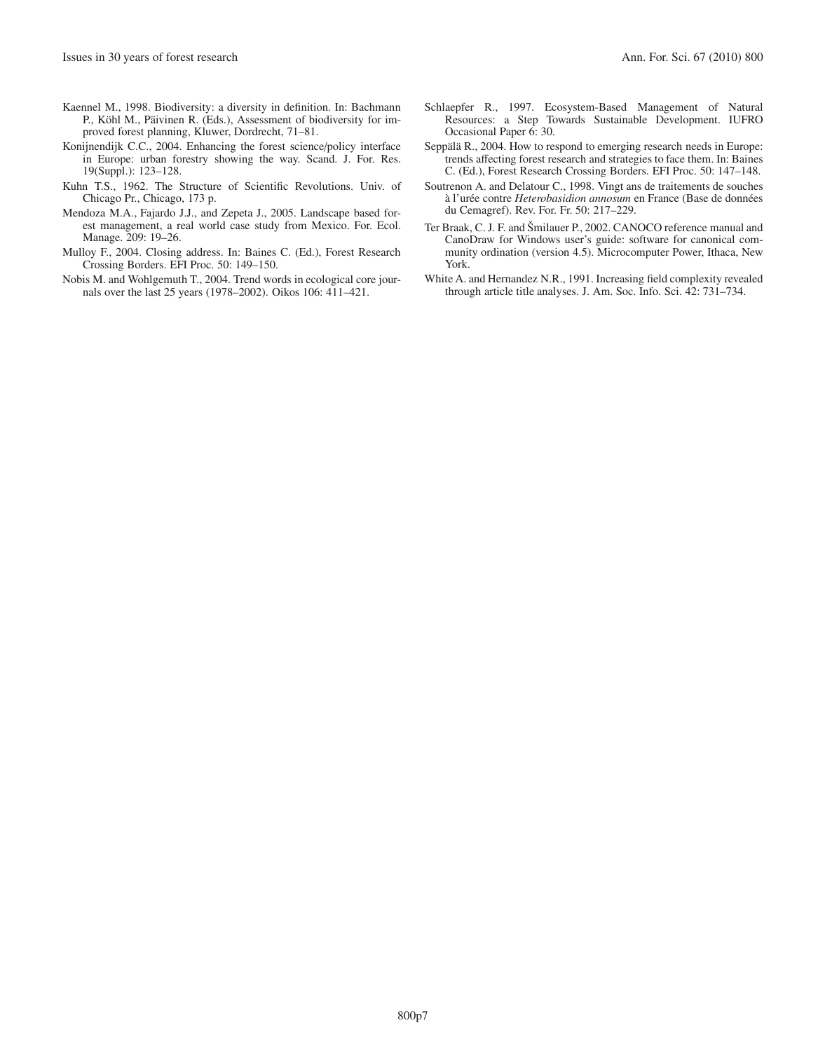Kaennel M., 1998. Biodiversity: a diversity in definition. In: Bachmann P., Köhl M., Päivinen R. (Eds.), Assessment of biodiversity for improved forest planning, Kluwer, Dordrecht, 71–81.

Konijnendijk C.C., 2004. Enhancing the forest science/policy interface in Europe: urban forestry showing the way. Scand. J. For. Res. 19(Suppl.): 123–128.

Kuhn T.S., 1962. The Structure of Scientific Revolutions. Univ. of Chicago Pr., Chicago, 173 p.

Mendoza M.A., Fajardo J.J., and Zepeta J., 2005. Landscape based forest management, a real world case study from Mexico. For. Ecol. Manage. 209: 19–26.

Mulloy F., 2004. Closing address. In: Baines C. (Ed.), Forest Research Crossing Borders. EFI Proc. 50: 149–150.

Nobis M. and Wohlgemuth T., 2004. Trend words in ecological core journals over the last 25 years (1978–2002). Oikos 106: 411–421.

Schlaepfer R., 1997. Ecosystem-Based Management of Natural Resources: a Step Towards Sustainable Development. IUFRO Occasional Paper 6: 30.

Seppälä R., 2004. How to respond to emerging research needs in Europe: trends affecting forest research and strategies to face them. In: Baines C. (Ed.), Forest Research Crossing Borders. EFI Proc. 50: 147–148.

Soutrenon A. and Delatour C., 1998. Vingt ans de traitements de souches à l'urée contre *Heterobasidion annosum* en France (Base de données du Cemagref). Rev. For. Fr. 50: 217–229.

Ter Braak, C. J. F. and Šmilauer P., 2002. CANOCO reference manual and CanoDraw for Windows user's guide: software for canonical community ordination (version 4.5). Microcomputer Power, Ithaca, New York.

White A. and Hernandez N.R., 1991. Increasing field complexity revealed through article title analyses. J. Am. Soc. Info. Sci. 42: 731–734.